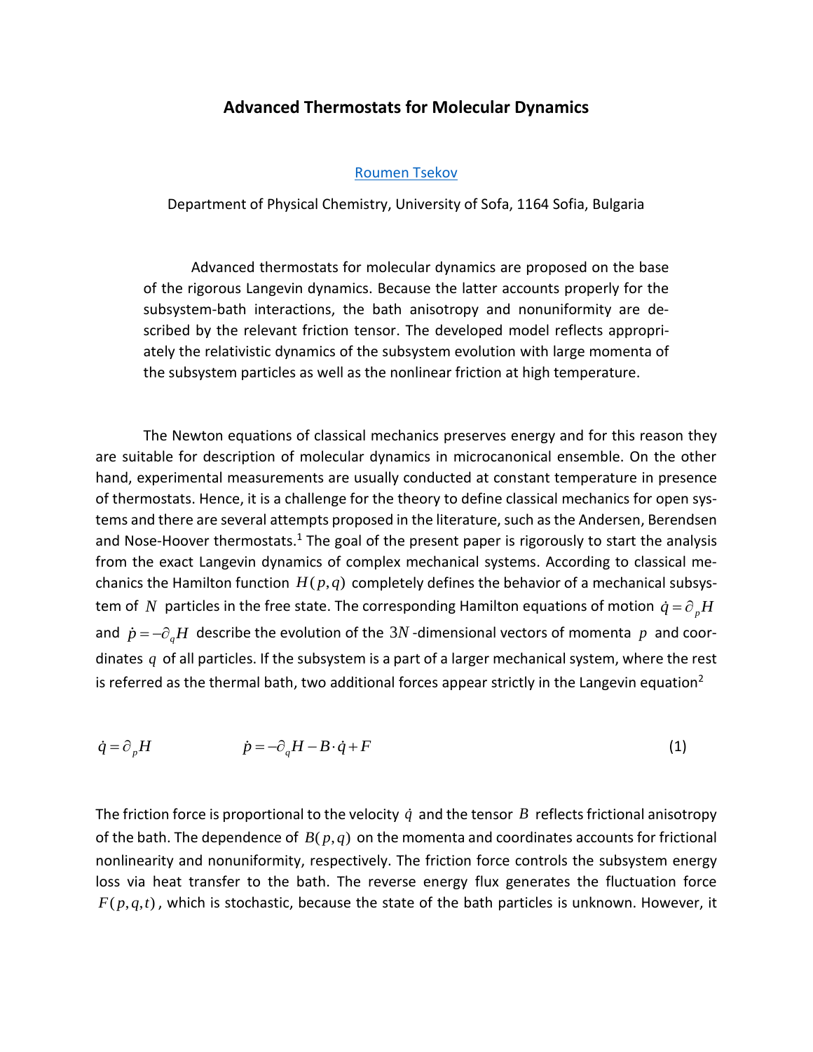# Advanced Thermostats for Molecular Dynamics

Roumen Tsekov

Department of Physical Chemistry, University of Sofa, 1164 Sofia, Bulgaria

Advanced thermostats for molecular dynamics are proposed on the base of the rigorous Langevin dynamics. Because the latter accounts properly for the subsystem-bath interactions, the bath anisotropy and nonuniformity are described by the relevant friction tensor. The developed model reflects appropriately the relativistic dynamics of the subsystem evolution with large momenta of the subsystem particles as well as the nonlinear friction at high temperature.

The Newton equations of classical mechanics preserves energy and for this reason they are suitable for description of molecular dynamics in microcanonical ensemble. On the other hand, experimental measurements are usually conducted at constant temperature in presence of thermostats. Hence, it is a challenge for the theory to define classical mechanics for open systems and there are several attempts proposed in the literature, such as the Andersen, Berendsen and Nose-Hoover thermostats.[1] The goal of the present paper is rigorously to start the analysis from the exact Langevin dynamics of complex mechanical systems. According to classical mechanics the Hamilton function $H(p,q)$ completely defines the behavior of a mechanical subsystem of $N$ particles in the free state. The corresponding Hamilton equations of motion $\dot{q} = \partial_p H$ and $\dot{p} = -\partial_q H$ describe the evolution of the $3N$-dimensional vectors of momenta $p$ and coordinates $q$ of all particles. If the subsystem is a part of a larger mechanical system, where the rest is referred as the thermal bath, two additional forces appear strictly in the Langevin equation[2]

$$\dot{q} = \partial_p H \qquad\qquad \dot{p} = -\partial_q H - B \cdot \dot{q} + F \tag{1}$$

The friction force is proportional to the velocity $\dot{q}$ and the tensor $B$ reflects frictional anisotropy of the bath. The dependence of $B(p,q)$ on the momenta and coordinates accounts for frictional nonlinearity and nonuniformity, respectively. The friction force controls the subsystem energy loss via heat transfer to the bath. The reverse energy flux generates the fluctuation force $F(p,q,t)$, which is stochastic, because the state of the bath particles is unknown. However, it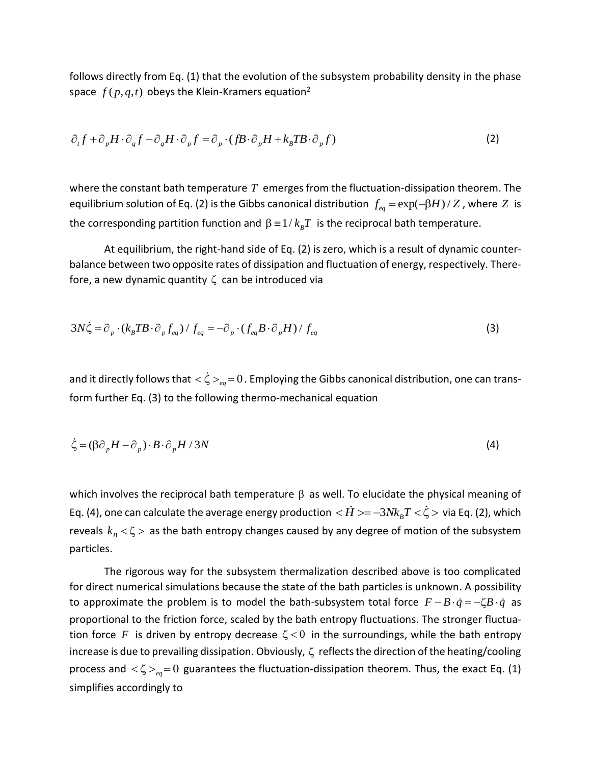follows directly from Eq. (1) that the evolution of the subsystem probability density in the phase space $f(p,q,t)$ obeys the Klein-Kramers equation[2]

$$\partial_t f + \partial_p H \cdot \partial_q f - \partial_q H \cdot \partial_p f = \partial_p \cdot (fB \cdot \partial_p H + k_B T B \cdot \partial_p f) \tag{2}$$

where the constant bath temperature $T$ emerges from the fluctuation-dissipation theorem. The equilibrium solution of Eq. (2) is the Gibbs canonical distribution $f_{eq} = \exp(-\beta H)/Z$, where $Z$ is the corresponding partition function and $\beta \equiv 1/k_B T$ is the reciprocal bath temperature.

At equilibrium, the right-hand side of Eq. (2) is zero, which is a result of dynamic counter-balance between two opposite rates of dissipation and fluctuation of energy, respectively. Therefore, a new dynamic quantity $\zeta$ can be introduced via

$$3N\dot{\zeta} = \partial_p \cdot (k_B T B \cdot \partial_p f_{eq}) / f_{eq} = -\partial_p \cdot (f_{eq} B \cdot \partial_p H) / f_{eq} \tag{3}$$

and it directly follows that $<\dot{\zeta}>_{eq} = 0$. Employing the Gibbs canonical distribution, one can transform further Eq. (3) to the following thermo-mechanical equation

$$\dot{\zeta} = (\beta \partial_p H - \partial_p) \cdot B \cdot \partial_p H / 3N \tag{4}$$

which involves the reciprocal bath temperature $\beta$ as well. To elucidate the physical meaning of Eq. (4), one can calculate the average energy production $<\dot{H}> = -3Nk_B T <\dot{\zeta}>$ via Eq. (2), which reveals $k_B <\zeta>$ as the bath entropy changes caused by any degree of motion of the subsystem particles.

The rigorous way for the subsystem thermalization described above is too complicated for direct numerical simulations because the state of the bath particles is unknown. A possibility to approximate the problem is to model the bath-subsystem total force $F - B \cdot \dot{q} = -\zeta B \cdot \dot{q}$ as proportional to the friction force, scaled by the bath entropy fluctuations. The stronger fluctuation force $F$ is driven by entropy decrease $\zeta < 0$ in the surroundings, while the bath entropy increase is due to prevailing dissipation. Obviously, $\zeta$ reflects the direction of the heating/cooling process and $<\zeta>_{eq} = 0$ guarantees the fluctuation-dissipation theorem. Thus, the exact Eq. (1) simplifies accordingly to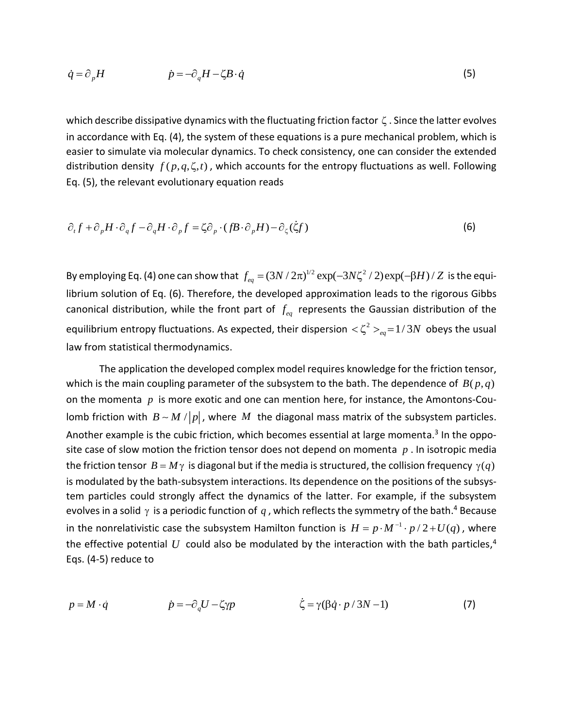$$\dot{q} = \partial_p H \qquad\qquad \dot{p} = -\partial_q H - \zeta B \cdot \dot{q} \tag{5}$$

which describe dissipative dynamics with the fluctuating friction factor $\zeta$. Since the latter evolves in accordance with Eq. (4), the system of these equations is a pure mechanical problem, which is easier to simulate via molecular dynamics. To check consistency, one can consider the extended distribution density $f(p,q,\zeta,t)$, which accounts for the entropy fluctuations as well. Following Eq. (5), the relevant evolutionary equation reads

$$\partial_t f + \partial_p H \cdot \partial_q f - \partial_q H \cdot \partial_p f = \zeta \partial_p \cdot (fB \cdot \partial_p H) - \partial_\zeta (\dot{\zeta} f) \tag{6}$$

By employing Eq. (4) one can show that $f_{eq} = (3N/2\pi)^{1/2} \exp(-3N\zeta^2/2)\exp(-\beta H)/Z$ is the equilibrium solution of Eq. (6). Therefore, the developed approximation leads to the rigorous Gibbs canonical distribution, while the front part of $f_{eq}$ represents the Gaussian distribution of the equilibrium entropy fluctuations. As expected, their dispersion $<\zeta^2>_{eq} = 1/3N$ obeys the usual law from statistical thermodynamics.

The application the developed complex model requires knowledge for the friction tensor, which is the main coupling parameter of the subsystem to the bath. The dependence of $B(p,q)$ on the momenta $p$ is more exotic and one can mention here, for instance, the Amontons-Coulomb friction with $B \sim M/|p|$, where $M$ the diagonal mass matrix of the subsystem particles. Another example is the cubic friction, which becomes essential at large momenta.[3] In the opposite case of slow motion the friction tensor does not depend on momenta $p$. In isotropic media the friction tensor $B = M\gamma$ is diagonal but if the media is structured, the collision frequency $\gamma(q)$ is modulated by the bath-subsystem interactions. Its dependence on the positions of the subsystem particles could strongly affect the dynamics of the latter. For example, if the subsystem evolves in a solid $\gamma$ is a periodic function of $q$, which reflects the symmetry of the bath.[4] Because in the nonrelativistic case the subsystem Hamilton function is $H = p \cdot M^{-1} \cdot p/2 + U(q)$, where the effective potential $U$ could also be modulated by the interaction with the bath particles,[4] Eqs. (4-5) reduce to

$$p = M \cdot \dot{q} \qquad\qquad \dot{p} = -\partial_q U - \zeta\gamma p \qquad\qquad \dot{\zeta} = \gamma(\beta \dot{q} \cdot p / 3N - 1) \tag{7}$$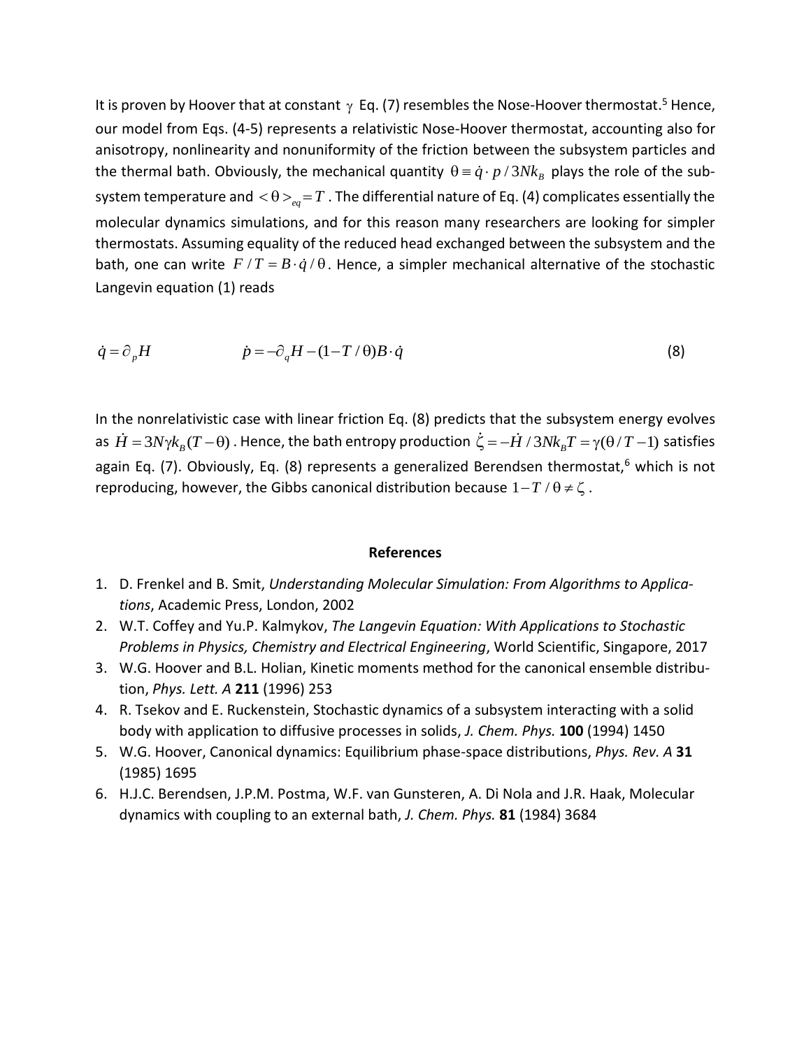It is proven by Hoover that at constant $\gamma$ Eq. (7) resembles the Nose-Hoover thermostat.[5] Hence, our model from Eqs. (4-5) represents a relativistic Nose-Hoover thermostat, accounting also for anisotropy, nonlinearity and nonuniformity of the friction between the subsystem particles and the thermal bath. Obviously, the mechanical quantity $\theta \equiv \dot{q} \cdot p / 3Nk_B$ plays the role of the subsystem temperature and $<\theta>_{eq} = T$. The differential nature of Eq. (4) complicates essentially the molecular dynamics simulations, and for this reason many researchers are looking for simpler thermostats. Assuming equality of the reduced head exchanged between the subsystem and the bath, one can write $F / T = B \cdot \dot{q} / \theta$. Hence, a simpler mechanical alternative of the stochastic Langevin equation (1) reads

$$\dot{q} = \partial_p H \qquad\qquad \dot{p} = -\partial_q H - (1 - T/\theta) B \cdot \dot{q} \tag{8}$$

In the nonrelativistic case with linear friction Eq. (8) predicts that the subsystem energy evolves as $\dot{H} = 3N\gamma k_B (T - \theta)$. Hence, the bath entropy production $\dot{\zeta} = -\dot{H} / 3Nk_B T = \gamma(\theta / T - 1)$ satisfies again Eq. (7). Obviously, Eq. (8) represents a generalized Berendsen thermostat,[6] which is not reproducing, however, the Gibbs canonical distribution because $1 - T/\theta \neq \zeta$.

## References

1. D. Frenkel and B. Smit, *Understanding Molecular Simulation: From Algorithms to Applications*, Academic Press, London, 2002
2. W.T. Coffey and Yu.P. Kalmykov, *The Langevin Equation: With Applications to Stochastic Problems in Physics, Chemistry and Electrical Engineering*, World Scientific, Singapore, 2017
3. W.G. Hoover and B.L. Holian, Kinetic moments method for the canonical ensemble distribution, *Phys. Lett. A* **211** (1996) 253
4. R. Tsekov and E. Ruckenstein, Stochastic dynamics of a subsystem interacting with a solid body with application to diffusive processes in solids, *J. Chem. Phys.* **100** (1994) 1450
5. W.G. Hoover, Canonical dynamics: Equilibrium phase-space distributions, *Phys. Rev. A* **31** (1985) 1695
6. H.J.C. Berendsen, J.P.M. Postma, W.F. van Gunsteren, A. Di Nola and J.R. Haak, Molecular dynamics with coupling to an external bath, *J. Chem. Phys.* **81** (1984) 3684